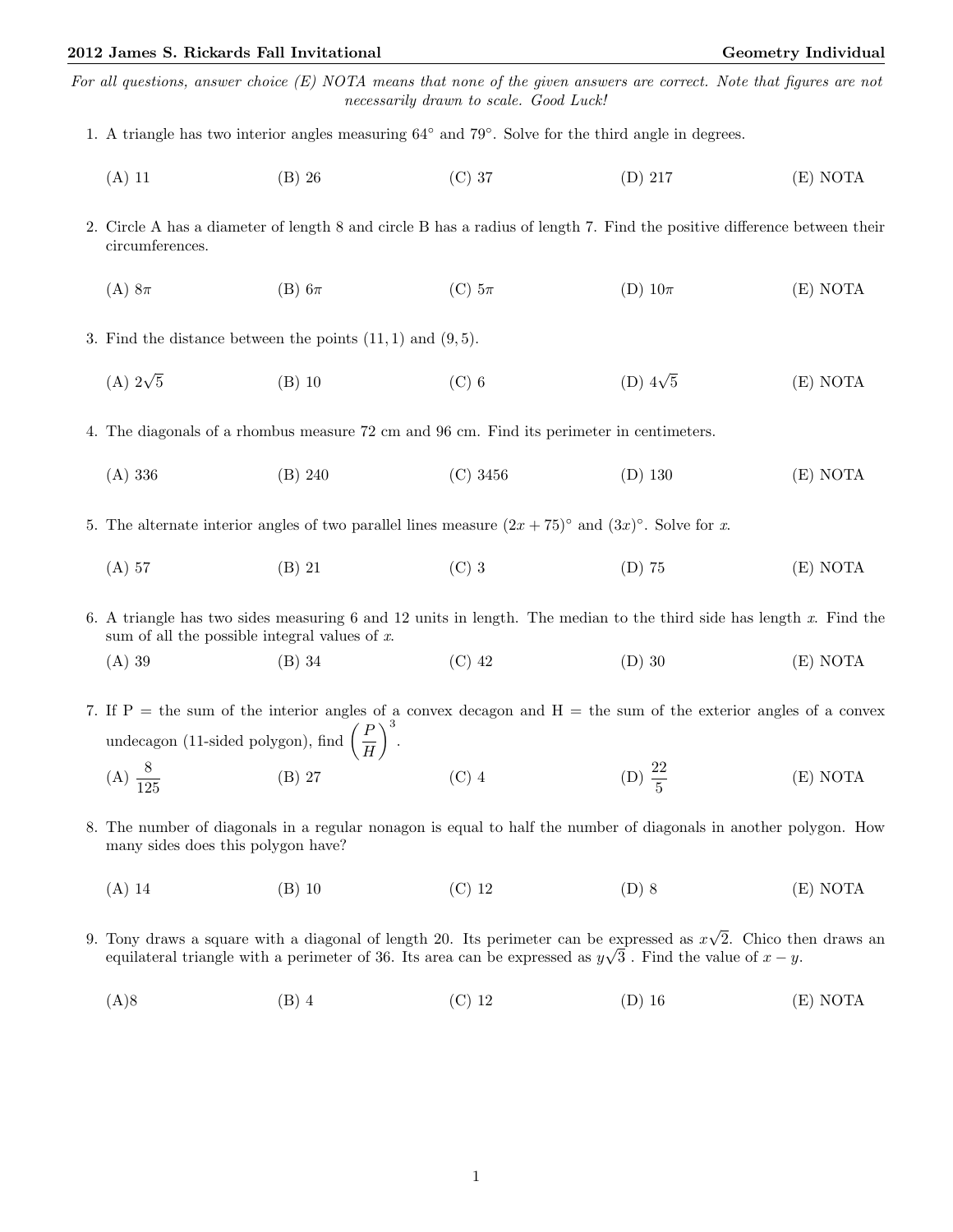**2012 James S. Rickards Fall Invitational** **Geometry Individual**

*For all questions, answer choice (E) NOTA means that none of the given answers are correct. Note that figures are not necessarily drawn to scale. Good Luck!*

1. A triangle has two interior angles measuring $64°$ and $79°$. Solve for the third angle in degrees.

   (A) 11 (B) 26 (C) 37 (D) 217 (E) NOTA

2. Circle A has a diameter of length 8 and circle B has a radius of length 7. Find the positive difference between their circumferences.

   (A) $8\pi$ (B) $6\pi$ (C) $5\pi$ (D) $10\pi$ (E) NOTA

3. Find the distance between the points $(11, 1)$ and $(9, 5)$.

   (A) $2\sqrt{5}$ (B) 10 (C) 6 (D) $4\sqrt{5}$ (E) NOTA

4. The diagonals of a rhombus measure 72 cm and 96 cm. Find its perimeter in centimeters.

   (A) 336 (B) 240 (C) 3456 (D) 130 (E) NOTA

5. The alternate interior angles of two parallel lines measure $(2x + 75)°$ and $(3x)°$. Solve for $x$.

   (A) 57 (B) 21 (C) 3 (D) 75 (E) NOTA

6. A triangle has two sides measuring 6 and 12 units in length. The median to the third side has length $x$. Find the sum of all the possible integral values of $x$.

   (A) 39 (B) 34 (C) 42 (D) 30 (E) NOTA

7. If P = the sum of the interior angles of a convex decagon and H = the sum of the exterior angles of a convex undecagon (11-sided polygon), find $\left(\frac{P}{H}\right)^3$.

   (A) $\frac{8}{125}$ (B) 27 (C) 4 (D) $\frac{22}{5}$ (E) NOTA

8. The number of diagonals in a regular nonagon is equal to half the number of diagonals in another polygon. How many sides does this polygon have?

   (A) 14 (B) 10 (C) 12 (D) 8 (E) NOTA

9. Tony draws a square with a diagonal of length 20. Its perimeter can be expressed as $x\sqrt{2}$. Chico then draws an equilateral triangle with a perimeter of 36. Its area can be expressed as $y\sqrt{3}$ . Find the value of $x - y$.

   (A)8 (B) 4 (C) 12 (D) 16 (E) NOTA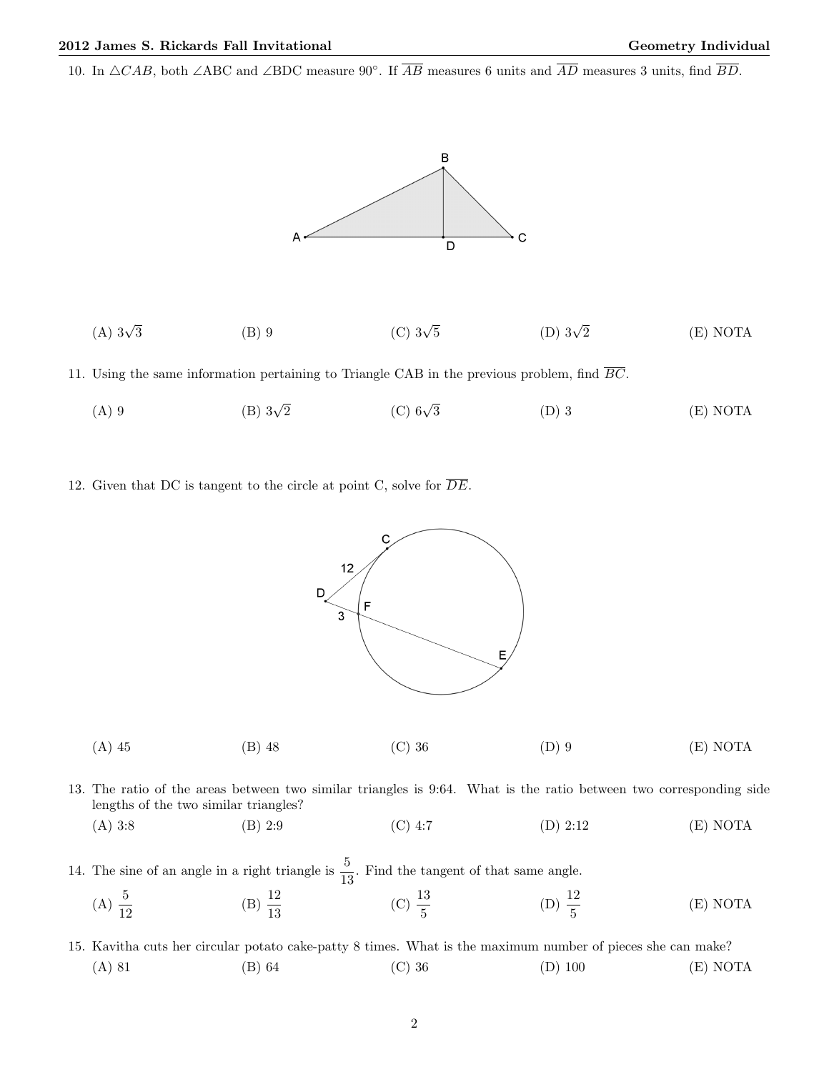10. In $\triangle CAB$, both $\angle ABC$ and $\angle BDC$ measure $90°$. If $\overline{AB}$ measures 6 units and $\overline{AD}$ measures 3 units, find $\overline{BD}$.

(A) $3\sqrt{3}$ (B) 9 (C) $3\sqrt{5}$ (D) $3\sqrt{2}$ (E) NOTA

11. Using the same information pertaining to Triangle CAB in the previous problem, find $\overline{BC}$.

(A) 9 (B) $3\sqrt{2}$ (C) $6\sqrt{3}$ (D) 3 (E) NOTA

12. Given that DC is tangent to the circle at point C, solve for $\overline{DE}$.

(A) 45 (B) 48 (C) 36 (D) 9 (E) NOTA

13. The ratio of the areas between two similar triangles is 9:64. What is the ratio between two corresponding side lengths of the two similar triangles?

(A) 3:8 (B) 2:9 (C) 4:7 (D) 2:12 (E) NOTA

14. The sine of an angle in a right triangle is $\frac{5}{13}$. Find the tangent of that same angle.

(A) $\frac{5}{12}$ (B) $\frac{12}{13}$ (C) $\frac{13}{5}$ (D) $\frac{12}{5}$ (E) NOTA

15. Kavitha cuts her circular potato cake-patty 8 times. What is the maximum number of pieces she can make?

(A) 81 (B) 64 (C) 36 (D) 100 (E) NOTA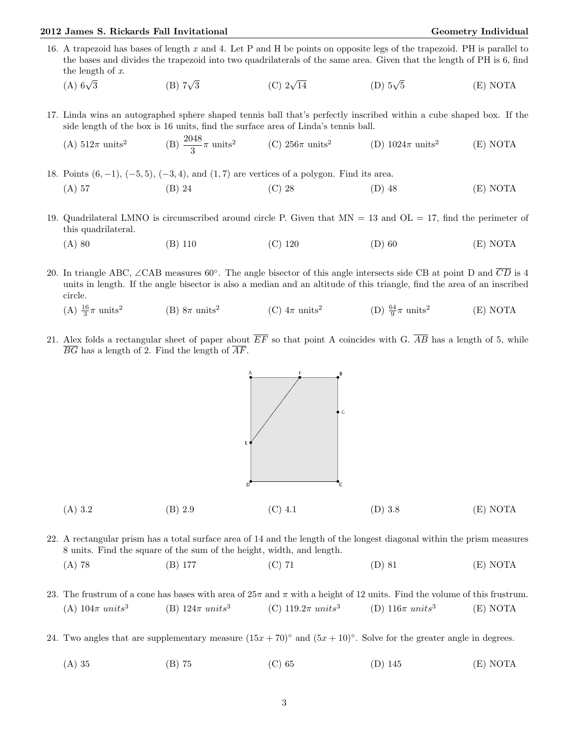16. A trapezoid has bases of length $x$ and 4. Let P and H be points on opposite legs of the trapezoid. PH is parallel to the bases and divides the trapezoid into two quadrilaterals of the same area. Given that the length of PH is 6, find the length of $x$.

(A) $6\sqrt{3}$ (B) $7\sqrt{3}$ (C) $2\sqrt{14}$ (D) $5\sqrt{5}$ (E) NOTA

17. Linda wins an autographed sphere shaped tennis ball that's perfectly inscribed within a cube shaped box. If the side length of the box is 16 units, find the surface area of Linda's tennis ball.

(A) $512\pi$ units$^2$ (B) $\frac{2048}{3}\pi$ units$^2$ (C) $256\pi$ units$^2$ (D) $1024\pi$ units$^2$ (E) NOTA

18. Points $(6, -1)$, $(-5, 5)$, $(-3, 4)$, and $(1, 7)$ are vertices of a polygon. Find its area.

(A) 57 (B) 24 (C) 28 (D) 48 (E) NOTA

19. Quadrilateral LMNO is circumscribed around circle P. Given that MN = 13 and OL = 17, find the perimeter of this quadrilateral.

(A) 80 (B) 110 (C) 120 (D) 60 (E) NOTA

20. In triangle ABC, $\angle$CAB measures 60°. The angle bisector of this angle intersects side CB at point D and $\overline{CD}$ is 4 units in length. If the angle bisector is also a median and an altitude of this triangle, find the area of an inscribed circle.

(A) $\frac{16}{3}\pi$ units$^2$ (B) $8\pi$ units$^2$ (C) $4\pi$ units$^2$ (D) $\frac{64}{9}\pi$ units$^2$ (E) NOTA

21. Alex folds a rectangular sheet of paper about $\overline{EF}$ so that point A coincides with G. $\overline{AB}$ has a length of 5, while $\overline{BG}$ has a length of 2. Find the length of $\overline{AF}$.

(A) 3.2 (B) 2.9 (C) 4.1 (D) 3.8 (E) NOTA

22. A rectangular prism has a total surface area of 14 and the length of the longest diagonal within the prism measures 8 units. Find the square of the sum of the height, width, and length.

(A) 78 (B) 177 (C) 71 (D) 81 (E) NOTA

23. The frustrum of a cone has bases with area of $25\pi$ and $\pi$ with a height of 12 units. Find the volume of this frustrum.

(A) $104\pi$ $units^3$ (B) $124\pi$ $units^3$ (C) $119.2\pi$ $units^3$ (D) $116\pi$ $units^3$ (E) NOTA

24. Two angles that are supplementary measure $(15x + 70)^\circ$ and $(5x + 10)^\circ$. Solve for the greater angle in degrees.

(A) 35 (B) 75 (C) 65 (D) 145 (E) NOTA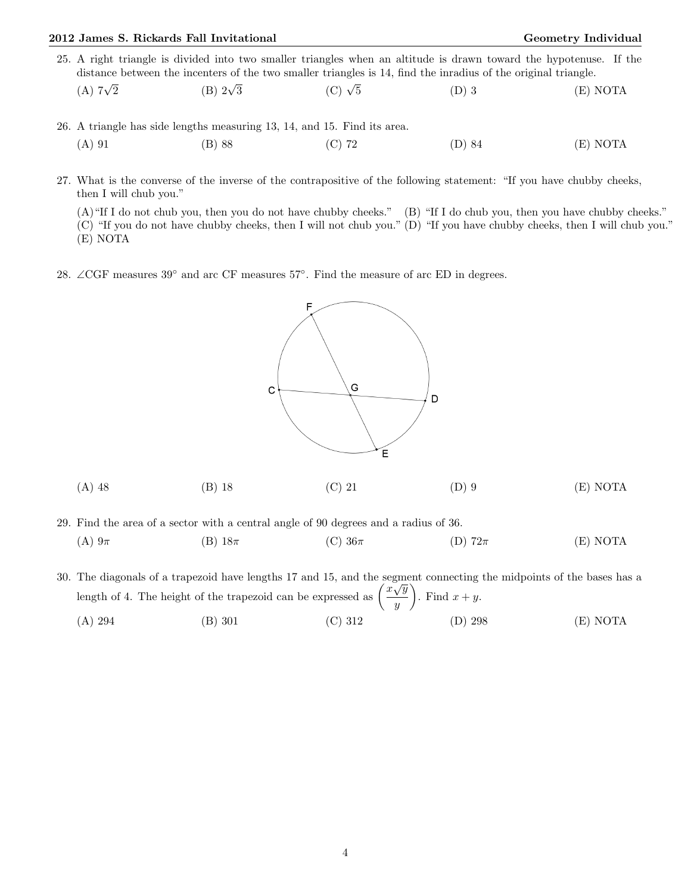25. A right triangle is divided into two smaller triangles when an altitude is drawn toward the hypotenuse. If the distance between the incenters of the two smaller triangles is 14, find the inradius of the original triangle.

(A) $7\sqrt{2}$ (B) $2\sqrt{3}$ (C) $\sqrt{5}$ (D) 3 (E) NOTA

26. A triangle has side lengths measuring 13, 14, and 15. Find its area.

(A) 91 (B) 88 (C) 72 (D) 84 (E) NOTA

27. What is the converse of the inverse of the contrapositive of the following statement: "If you have chubby cheeks, then I will chub you."

(A) "If I do not chub you, then you do not have chubby cheeks." (B) "If I do chub you, then you have chubby cheeks." (C) "If you do not have chubby cheeks, then I will not chub you." (D) "If you have chubby cheeks, then I will chub you." (E) NOTA

28. $\angle CGF$ measures $39^\circ$ and arc CF measures $57^\circ$. Find the measure of arc ED in degrees.

F

C G D

E

(A) 48 (B) 18 (C) 21 (D) 9 (E) NOTA

29. Find the area of a sector with a central angle of 90 degrees and a radius of 36.

(A) $9\pi$ (B) $18\pi$ (C) $36\pi$ (D) $72\pi$ (E) NOTA

30. The diagonals of a trapezoid have lengths 17 and 15, and the segment connecting the midpoints of the bases has a length of 4. The height of the trapezoid can be expressed as $\left(\frac{x\sqrt{y}}{y}\right)$. Find $x + y$.

(A) 294 (B) 301 (C) 312 (D) 298 (E) NOTA